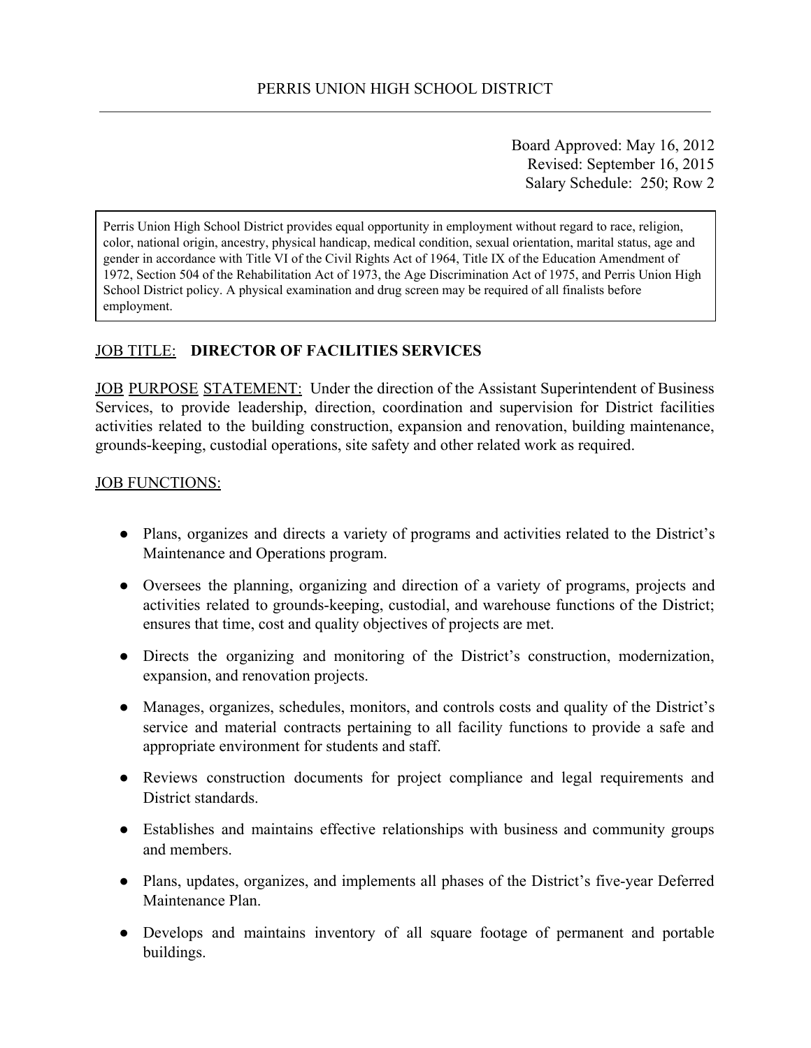PERRIS UNION HIGH SCHOOL DISTRICT

---

Board Approved: May 16, 2012
Revised: September 16, 2015
Salary Schedule: 250; Row 2

> Perris Union High School District provides equal opportunity in employment without regard to race, religion, color, national origin, ancestry, physical handicap, medical condition, sexual orientation, marital status, age and gender in accordance with Title VI of the Civil Rights Act of 1964, Title IX of the Education Amendment of 1972, Section 504 of the Rehabilitation Act of 1973, the Age Discrimination Act of 1975, and Perris Union High School District policy. A physical examination and drug screen may be required of all finalists before employment.

JOB TITLE: **DIRECTOR OF FACILITIES SERVICES**

JOB PURPOSE STATEMENT: Under the direction of the Assistant Superintendent of Business Services, to provide leadership, direction, coordination and supervision for District facilities activities related to the building construction, expansion and renovation, building maintenance, grounds-keeping, custodial operations, site safety and other related work as required.

JOB FUNCTIONS:

- Plans, organizes and directs a variety of programs and activities related to the District's Maintenance and Operations program.
- Oversees the planning, organizing and direction of a variety of programs, projects and activities related to grounds-keeping, custodial, and warehouse functions of the District; ensures that time, cost and quality objectives of projects are met.
- Directs the organizing and monitoring of the District's construction, modernization, expansion, and renovation projects.
- Manages, organizes, schedules, monitors, and controls costs and quality of the District's service and material contracts pertaining to all facility functions to provide a safe and appropriate environment for students and staff.
- Reviews construction documents for project compliance and legal requirements and District standards.
- Establishes and maintains effective relationships with business and community groups and members.
- Plans, updates, organizes, and implements all phases of the District's five-year Deferred Maintenance Plan.
- Develops and maintains inventory of all square footage of permanent and portable buildings.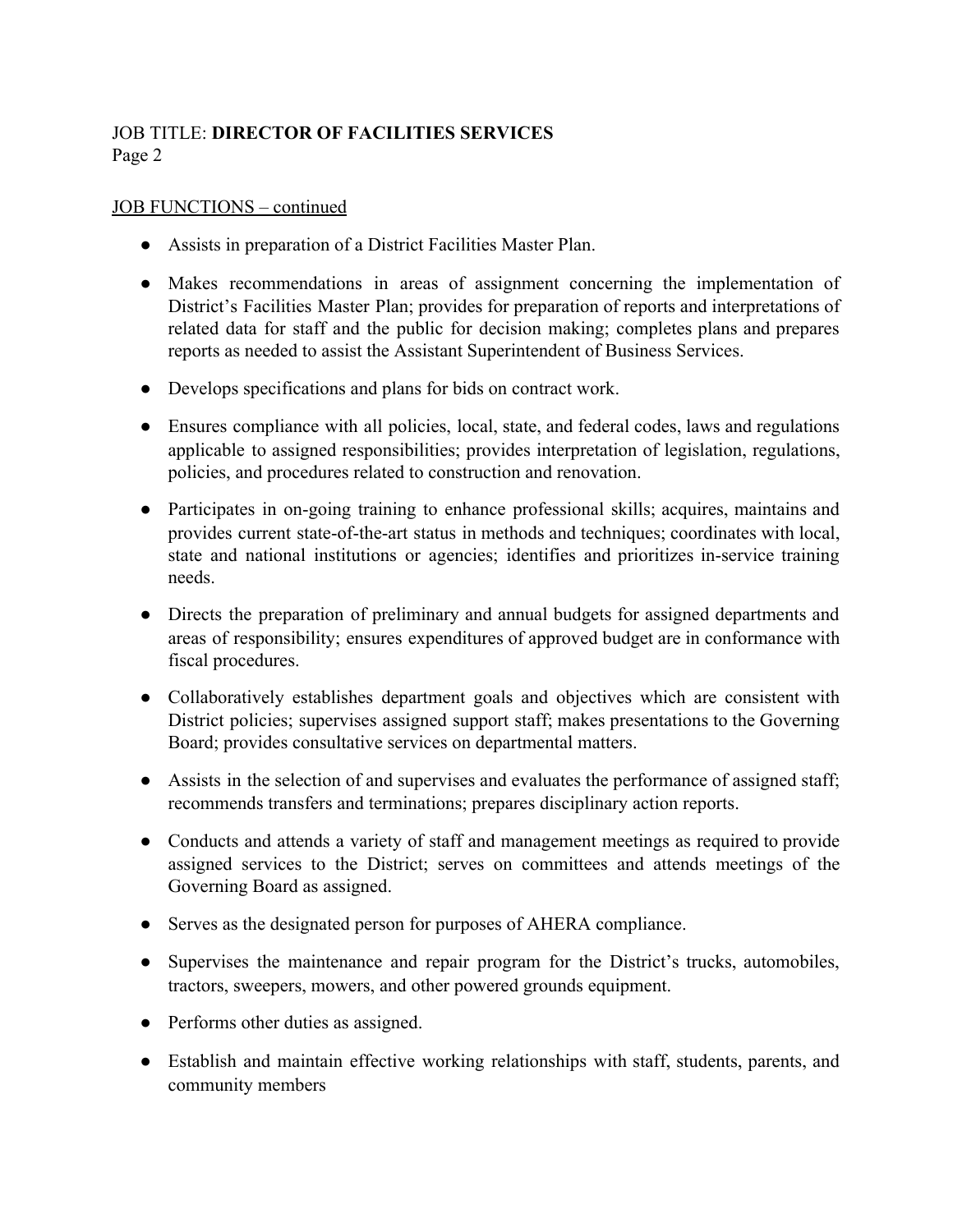JOB TITLE: **DIRECTOR OF FACILITIES SERVICES**

<u>JOB FUNCTIONS – continued</u>

- Assists in preparation of a District Facilities Master Plan.
- Makes recommendations in areas of assignment concerning the implementation of District's Facilities Master Plan; provides for preparation of reports and interpretations of related data for staff and the public for decision making; completes plans and prepares reports as needed to assist the Assistant Superintendent of Business Services.
- Develops specifications and plans for bids on contract work.
- Ensures compliance with all policies, local, state, and federal codes, laws and regulations applicable to assigned responsibilities; provides interpretation of legislation, regulations, policies, and procedures related to construction and renovation.
- Participates in on-going training to enhance professional skills; acquires, maintains and provides current state-of-the-art status in methods and techniques; coordinates with local, state and national institutions or agencies; identifies and prioritizes in-service training needs.
- Directs the preparation of preliminary and annual budgets for assigned departments and areas of responsibility; ensures expenditures of approved budget are in conformance with fiscal procedures.
- Collaboratively establishes department goals and objectives which are consistent with District policies; supervises assigned support staff; makes presentations to the Governing Board; provides consultative services on departmental matters.
- Assists in the selection of and supervises and evaluates the performance of assigned staff; recommends transfers and terminations; prepares disciplinary action reports.
- Conducts and attends a variety of staff and management meetings as required to provide assigned services to the District; serves on committees and attends meetings of the Governing Board as assigned.
- Serves as the designated person for purposes of AHERA compliance.
- Supervises the maintenance and repair program for the District's trucks, automobiles, tractors, sweepers, mowers, and other powered grounds equipment.
- Performs other duties as assigned.
- Establish and maintain effective working relationships with staff, students, parents, and community members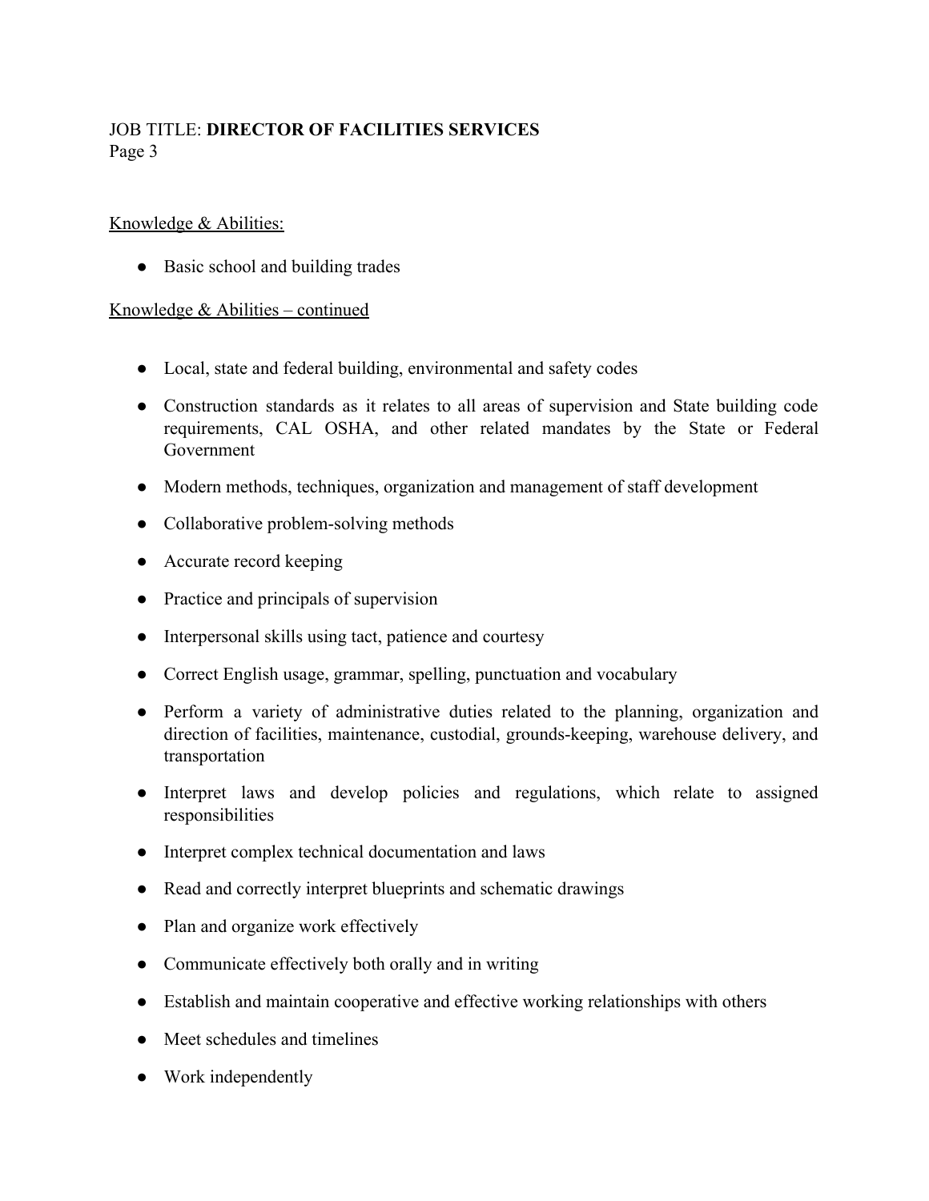JOB TITLE: **DIRECTOR OF FACILITIES SERVICES**

Knowledge & Abilities:

- Basic school and building trades

Knowledge & Abilities – continued

- Local, state and federal building, environmental and safety codes
- Construction standards as it relates to all areas of supervision and State building code requirements, CAL OSHA, and other related mandates by the State or Federal Government
- Modern methods, techniques, organization and management of staff development
- Collaborative problem-solving methods
- Accurate record keeping
- Practice and principals of supervision
- Interpersonal skills using tact, patience and courtesy
- Correct English usage, grammar, spelling, punctuation and vocabulary
- Perform a variety of administrative duties related to the planning, organization and direction of facilities, maintenance, custodial, grounds-keeping, warehouse delivery, and transportation
- Interpret laws and develop policies and regulations, which relate to assigned responsibilities
- Interpret complex technical documentation and laws
- Read and correctly interpret blueprints and schematic drawings
- Plan and organize work effectively
- Communicate effectively both orally and in writing
- Establish and maintain cooperative and effective working relationships with others
- Meet schedules and timelines
- Work independently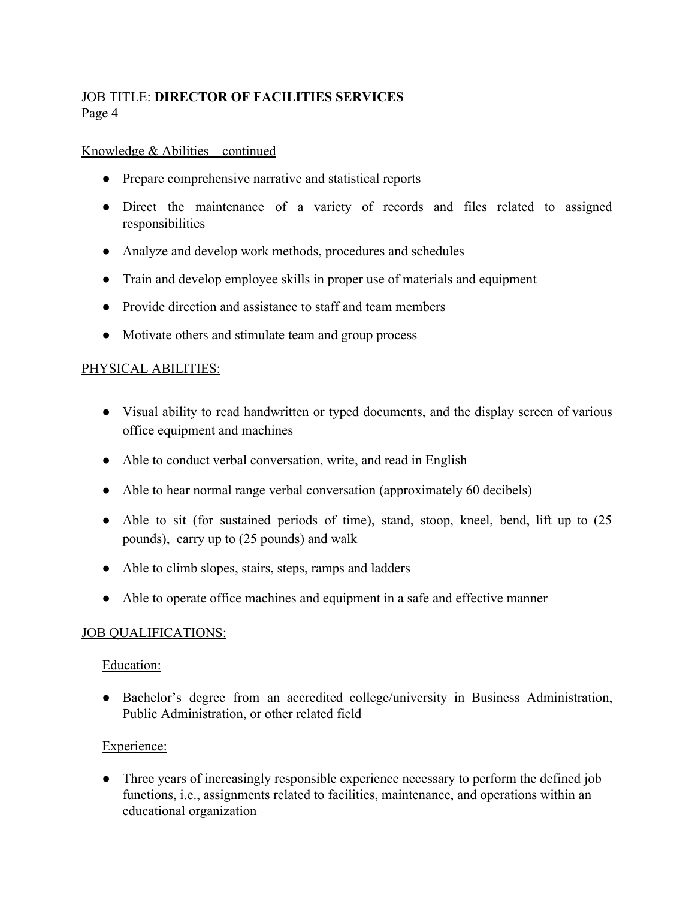Knowledge & Abilities – continued

- Prepare comprehensive narrative and statistical reports
- Direct the maintenance of a variety of records and files related to assigned responsibilities
- Analyze and develop work methods, procedures and schedules
- Train and develop employee skills in proper use of materials and equipment
- Provide direction and assistance to staff and team members
- Motivate others and stimulate team and group process

PHYSICAL ABILITIES:

- Visual ability to read handwritten or typed documents, and the display screen of various office equipment and machines
- Able to conduct verbal conversation, write, and read in English
- Able to hear normal range verbal conversation (approximately 60 decibels)
- Able to sit (for sustained periods of time), stand, stoop, kneel, bend, lift up to (25 pounds), carry up to (25 pounds) and walk
- Able to climb slopes, stairs, steps, ramps and ladders
- Able to operate office machines and equipment in a safe and effective manner

JOB QUALIFICATIONS:

Education:

- Bachelor's degree from an accredited college/university in Business Administration, Public Administration, or other related field

Experience:

- Three years of increasingly responsible experience necessary to perform the defined job functions, i.e., assignments related to facilities, maintenance, and operations within an educational organization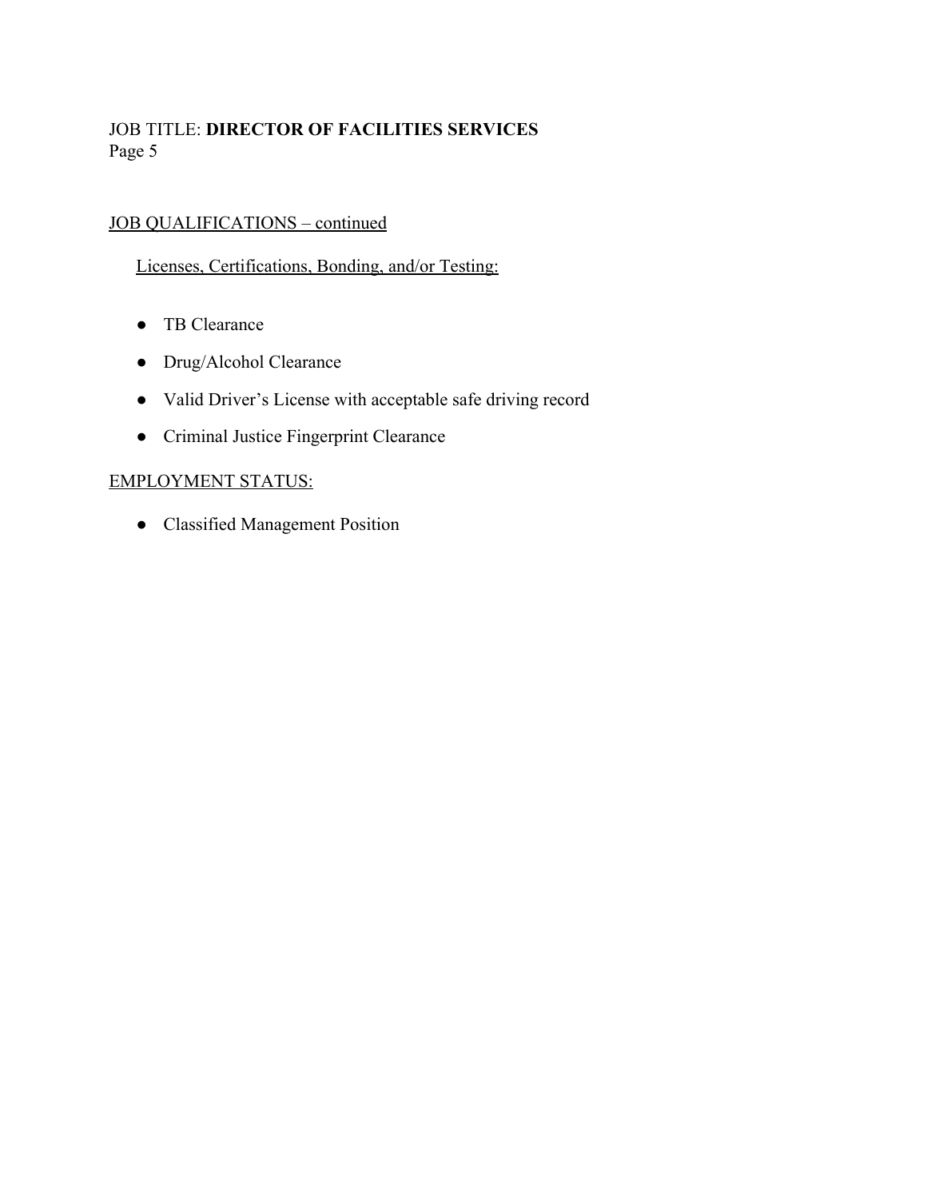JOB QUALIFICATIONS – continued

Licenses, Certifications, Bonding, and/or Testing:

- TB Clearance
- Drug/Alcohol Clearance
- Valid Driver's License with acceptable safe driving record
- Criminal Justice Fingerprint Clearance

EMPLOYMENT STATUS:

- Classified Management Position